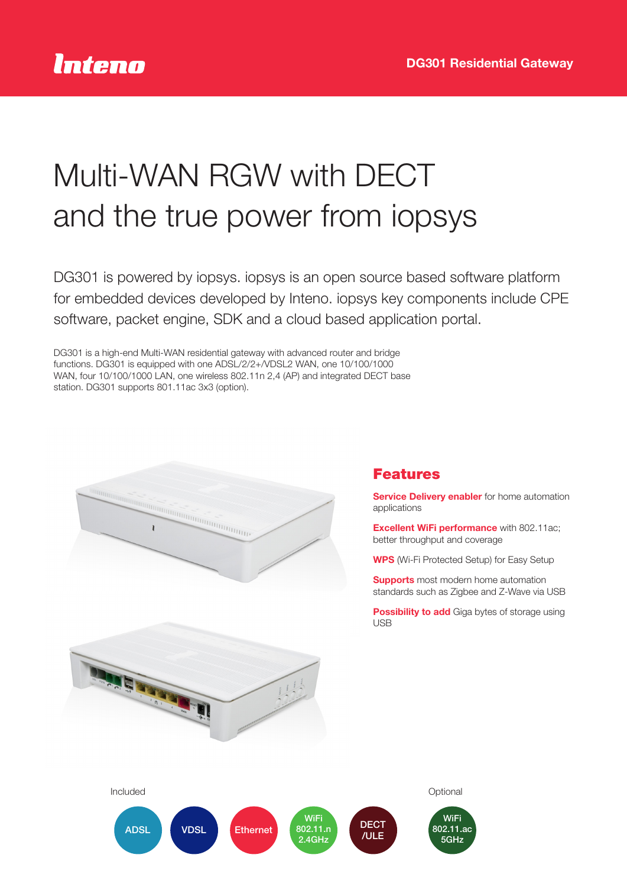Inteno

DG301 Residential Gateway

# Multi-WAN RGW with DECT and the true power from iopsys

DG301 is powered by iopsys. iopsys is an open source based software platform for embedded devices developed by Inteno. iopsys key components include CPE software, packet engine, SDK and a cloud based application portal.

DG301 is a high-end Multi-WAN residential gateway with advanced router and bridge functions. DG301 is equipped with one ADSL/2/2+/VDSL2 WAN, one 10/100/1000 WAN, four 10/100/1000 LAN, one wireless 802.11n 2,4 (AP) and integrated DECT base station. DG301 supports 801.11ac 3x3 (option).

## Features

**Service Delivery enabler** for home automation applications

**Excellent WiFi performance** with 802.11ac; better throughput and coverage

**WPS** (Wi-Fi Protected Setup) for Easy Setup

**Supports** most modern home automation standards such as Zigbee and Z-Wave via USB

**Possibility to add** Giga bytes of storage using USB

Included

- ADSL
- VDSL
- Ethernet
- WiFi 802.11.n 2.4GHz
- DECT /ULE

Optional

- WiFi 802.11.ac 5GHz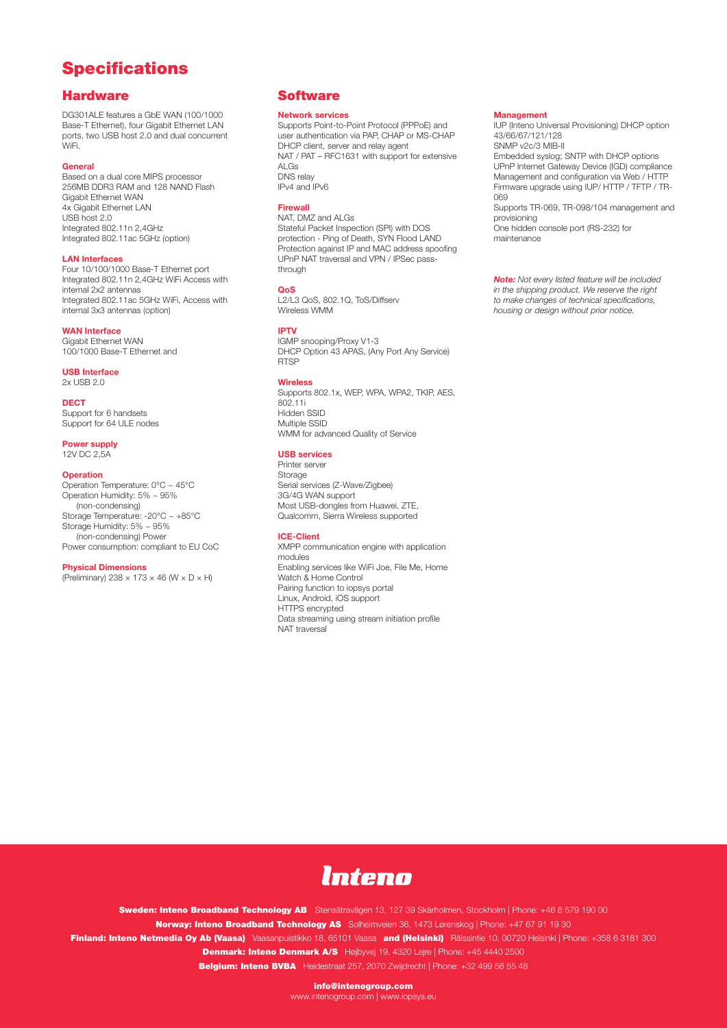# Specifications

## Hardware

DG301ALE features a GbE WAN (100/1000 Base-T Ethernet), four Gigabit Ethernet LAN ports, two USB host 2.0 and dual concurrent WiFi.

### General

Based on a dual core MIPS processor
256MB DDR3 RAM and 128 NAND Flash
Gigabit Ethernet WAN
4x Gigabit Ethernet LAN
USB host 2.0
Integrated 802.11n 2,4GHz
Integrated 802.11ac 5GHz (option)

### LAN Interfaces

Four 10/100/1000 Base-T Ethernet port
Integrated 802.11n 2,4GHz WiFi Access with internal 2x2 antennas
Integrated 802.11ac 5GHz WiFi, Access with internal 3x3 antennas (option)

### WAN Interface

Gigabit Ethernet WAN
100/1000 Base-T Ethernet and

### USB Interface

2x USB 2.0

### DECT

Support for 6 handsets
Support for 64 ULE nodes

### Power supply

12V DC 2,5A

### Operation

Operation Temperature: 0°C ~ 45°C
Operation Humidity: 5% ~ 95% (non-condensing)
Storage Temperature: -20°C ~ +85°C
Storage Humidity: 5% ~ 95% (non-condensing) Power
Power consumption: compliant to EU CoC

### Physical Dimensions

(Preliminary) 238 × 173 × 46 (W × D × H)

## Software

### Network services

Supports Point-to-Point Protocol (PPPoE) and user authentication via PAP, CHAP or MS-CHAP
DHCP client, server and relay agent
NAT / PAT – RFC1631 with support for extensive ALGs
DNS relay
IPv4 and IPv6

### Firewall

NAT, DMZ and ALGs
Stateful Packet Inspection (SPI) with DOS protection - Ping of Death, SYN Flood LAND
Protection against IP and MAC address spoofing
UPnP NAT traversal and VPN / IPSec pass-through

### QoS

L2/L3 QoS, 802.1Q, ToS/Diffserv
Wireless WMM

### IPTV

IGMP snooping/Proxy V1-3
DHCP Option 43 APAS, (Any Port Any Service)
RTSP

### Wireless

Supports 802.1x, WEP, WPA, WPA2, TKIP, AES, 802.11i
Hidden SSID
Multiple SSID
WMM for advanced Quality of Service

### USB services

Printer server
Storage
Serial services (Z-Wave/Zigbee)
3G/4G WAN support
Most USB-dongles from Huawei, ZTE, Qualcomm, Sierra Wireless supported

### ICE-Client

XMPP communication engine with application modules
Enabling services like WiFi Joe, File Me, Home Watch & Home Control
Pairing function to iopsys portal
Linux, Android, iOS support
HTTPS encrypted
Data streaming using stream initiation profile
NAT traversal

### Management

IUP (Inteno Universal Provisioning) DHCP option 43/66/67/121/128
SNMP v2c/3 MIB-II
Embedded syslog; SNTP with DHCP options
UPnP Internet Gateway Device (IGD) compliance
Management and configuration via Web / HTTP
Firmware upgrade using IUP/ HTTP / TFTP / TR-069
Supports TR-069, TR-098/104 management and provisioning
One hidden console port (RS-232) for maintenance

***Note:*** *Not every listed feature will be included in the shipping product. We reserve the right to make changes of technical specifications, housing or design without prior notice.*

**Inteno**

**Sweden: Inteno Broadband Technology AB** Stensätravägen 13, 127 39 Skärholmen, Stockholm | Phone: +46 8 579 190 00
**Norway: Inteno Broadband Technology AS** Solheimveien 36, 1473 Lørenskog | Phone: +47 67 91 19 30
**Finland: Inteno Netmedia Oy Ab (Vaasa)** Vaasanpuistikko 18, 65101 Vaasa **and (Helsinki)** Rälssintie 10, 00720 Helsinki | Phone: +358 6 3181 300
**Denmark: Inteno Denmark A/S** Højbyvej 19, 4320 Lejre | Phone: +45 4440 2500
**Belgium: Inteno BVBA** Heidestraat 257, 2070 Zwijdrecht | Phone: +32 499 56 55 48

**info@intenogroup.com**
www.intenogroup.com | www.iopsys.eu